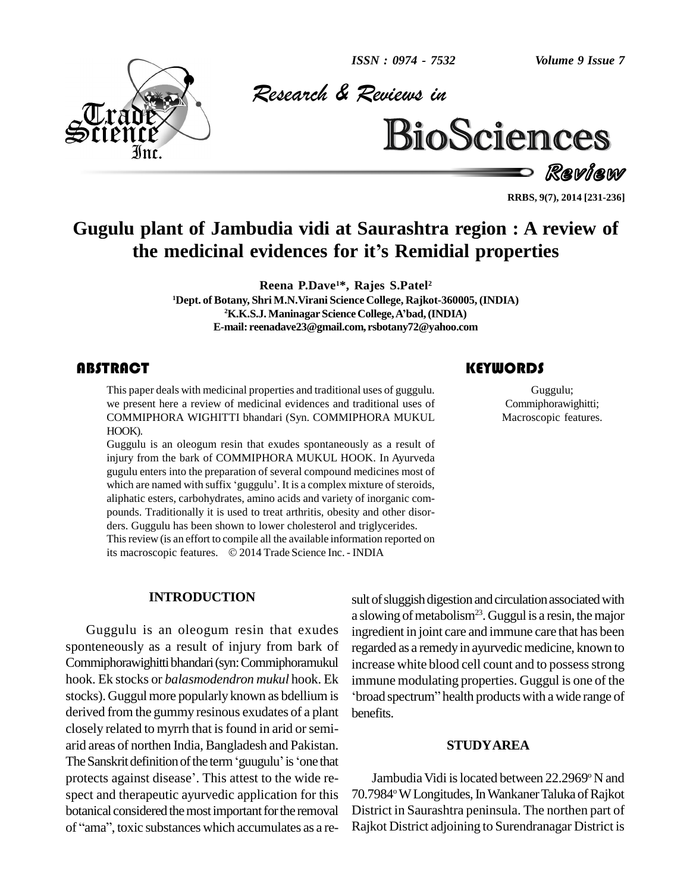# Gugulu plant of Jambudia vidi at Saurashtra region : A review of the medicinal evidences for it's Remidial properties

**Reena P.Dave[1]*, Rajes S.Patel[2]**

[1]Dept. of Botany, Shri M.N.Virani Science College, Rajkot-360005, (INDIA)
[2]K.K.S.J. Maninagar Science College, A'bad, (INDIA)
E-mail: reenadave23@gmail.com, rsbotany72@yahoo.com

## ABSTRACT

This paper deals with medicinal properties and traditional uses of guggulu. we present here a review of medicinal evidences and traditional uses of COMMIPHORA WIGHITTI bhandari (Syn. COMMIPHORA MUKUL HOOK).

Guggulu is an oleogum resin that exudes spontaneously as a result of injury from the bark of COMMIPHORA MUKUL HOOK. In Ayurveda gugulu enters into the preparation of several compound medicines most of which are named with suffix 'guggulu'. It is a complex mixture of steroids, aliphatic esters, carbohydrates, amino acids and variety of inorganic compounds. Traditionally it is used to treat arthritis, obesity and other disorders. Guggulu has been shown to lower cholesterol and triglycerides. This review (is an effort to compile all the available information reported on its macroscopic features. © 2014 Trade Science Inc. - INDIA

## KEYWORDS

Guggulu;
Commiphorawighitti;
Macroscopic features.

## INTRODUCTION

Guggulu is an oleogum resin that exudes sponteneously as a result of injury from bark of Commiphorawighitti bhandari (syn: Commiphoramukul hook. Ek stocks or *balasmodendron mukul* hook. Ek stocks). Guggul more popularly known as bdellium is derived from the gummy resinous exudates of a plant closely related to myrrh that is found in arid or semi-arid areas of northen India, Bangladesh and Pakistan. The Sanskrit definition of the term 'guugulu' is 'one that protects against disease'. This attest to the wide respect and therapeutic ayurvedic application for this botanical considered the most important for the removal of "ama", toxic substances which accumulates as a result of sluggish digestion and circulation associated with a slowing of metabolism[23]. Guggul is a resin, the major ingredient in joint care and immune care that has been regarded as a remedy in ayurvedic medicine, known to increase white blood cell count and to possess strong immune modulating properties. Guggul is one of the 'broad spectrum" health products with a wide range of benefits.

## STUDY AREA

Jambudia Vidi is located between 22.2969° N and 70.7984° W Longitudes, In Wankaner Taluka of Rajkot District in Saurashtra peninsula. The northen part of Rajkot District adjoining to Surendranagar District is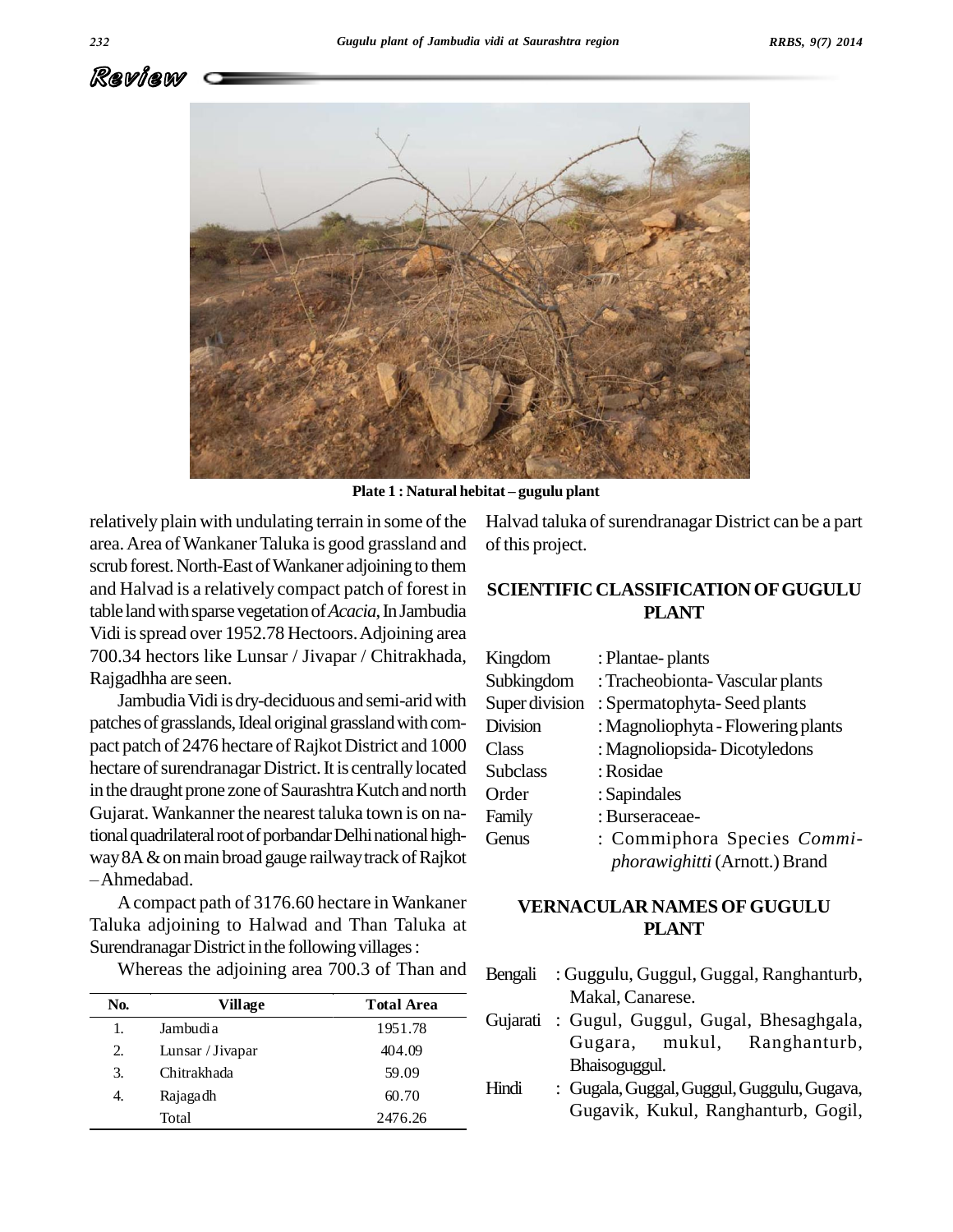Review

Plate 1 : Natural hebitat – gugulu plant

relatively plain with undulating terrain in some of the area. Area of Wankaner Taluka is good grassland and scrub forest. North-East of Wankaner adjoining to them and Halvad is a relatively compact patch of forest in table land with sparse vegetation of *Acacia*, In Jambudia Vidi is spread over 1952.78 Hectoors. Adjoining area 700.34 hectors like Lunsar / Jivapar / Chitrakhada, Rajgadhha are seen.

Jambudia Vidi is dry-deciduous and semi-arid with patches of grasslands, Ideal original grassland with compact patch of 2476 hectare of Rajkot District and 1000 hectare of surendranagar District. It is centrally located in the draught prone zone of Saurashtra Kutch and north Gujarat. Wankanner the nearest taluka town is on national quadrilateral root of porbandar Delhi national highway 8A & on main broad gauge railway track of Rajkot – Ahmedabad.

A compact path of 3176.60 hectare in Wankaner Taluka adjoining to Halwad and Than Taluka at Surendranagar District in the following villages :

Whereas the adjoining area 700.3 of Than and Halvad taluka of surendranagar District can be a part of this project.

| No. | Village | Total Area |
|---|---|---|
| 1. | Jambudia | 1951.78 |
| 2. | Lunsar / Jivapar | 404.09 |
| 3. | Chitrakhada | 59.09 |
| 4. | Rajagadh | 60.70 |
| | Total | 2476.26 |

## SCIENTIFIC CLASSIFICATION OF GUGULU PLANT

| | |
|---|---|
| Kingdom | : Plantae- plants |
| Subkingdom | : Tracheobionta- Vascular plants |
| Super division | : Spermatophyta- Seed plants |
| Division | : Magnoliophyta - Flowering plants |
| Class | : Magnoliopsida- Dicotyledons |
| Subclass | : Rosidae |
| Order | : Sapindales |
| Family | : Burseraceae- |
| Genus | : Commiphora Species *Commiphorawighitti* (Arnott.) Brand |

## VERNACULAR NAMES OF GUGULU PLANT

Bengali : Guggulu, Guggul, Guggal, Ranghanturb, Makal, Canarese.

Gujarati : Gugul, Guggul, Gugal, Bhesaghgala, Gugara, mukul, Ranghanturb, Bhaisoguggul.

Hindi : Gugala, Guggal, Guggul, Gugglu, Gugava, Gugavik, Kukul, Ranghanturb, Gogil,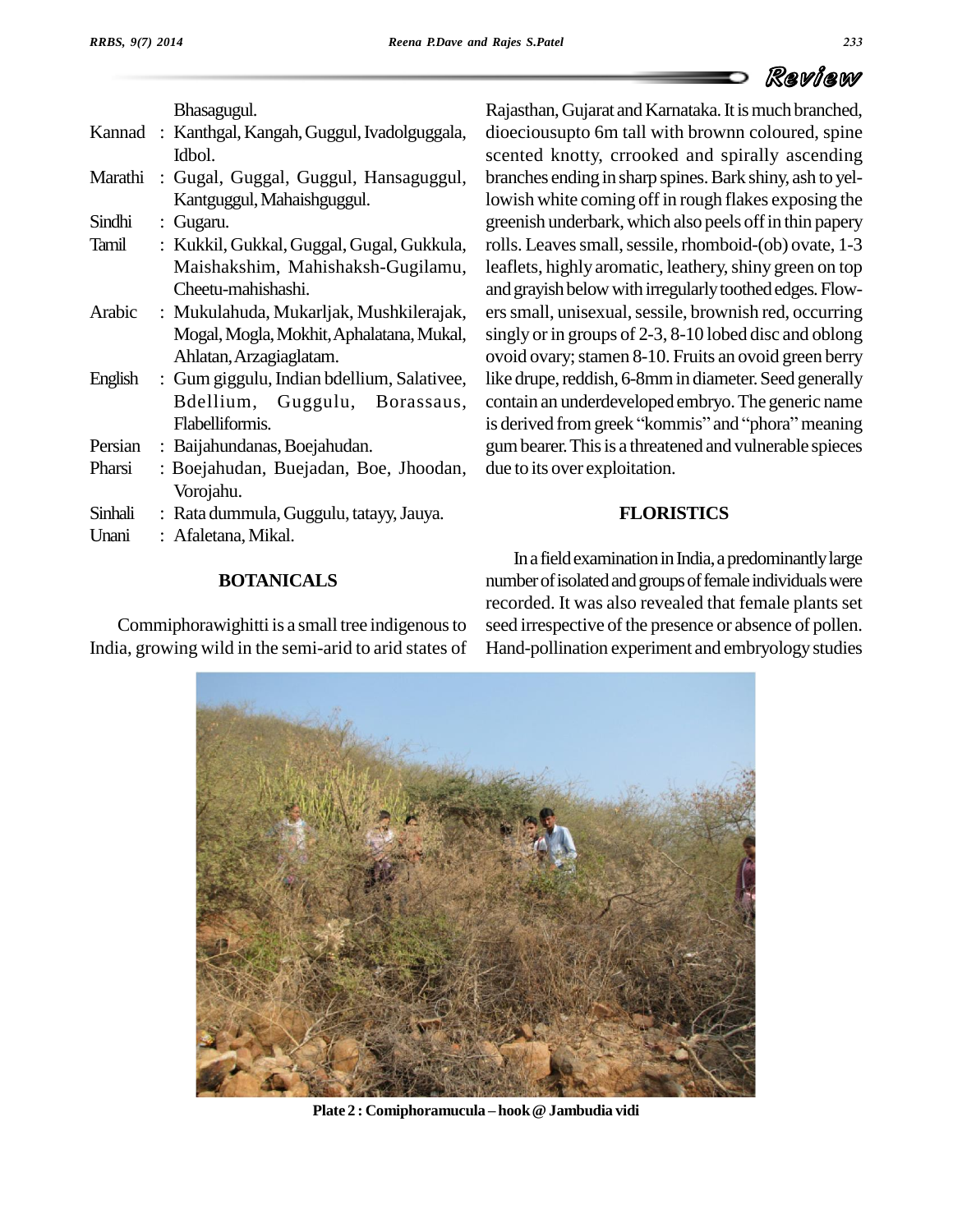Bhasagugul.

| | | |
|---|---|---|
| Kannad | : | Kanthgal, Kangah, Guggul, Ivadolguggala, Idbol. |
| Marathi | : | Gugal, Guggal, Guggul, Hansaguggul, Kantguggul, Mahaishguggul. |
| Sindhi | : | Gugaru. |
| Tamil | : | Kukkil, Gukkal, Guggal, Gugal, Gukkula, Maishakshim, Mahishaksh-Gugilamu, Cheetu-mahishashi. |
| Arabic | : | Mukulahuda, Mukarljak, Mushkilerajak, Mogal, Mogla, Mokhit, Aphalatana, Mukal, Ahlatan, Arzagiaglatam. |
| English | : | Gum giggulu, Indian bdellium, Salativee, Bdellium, Guggulu, Borassaus, Flabelliformis. |
| Persian | : | Baijahundanas, Boejahudan. |
| Pharsi | : | Boejahudan, Buejadan, Boe, Jhoodan, Vorojahu. |
| Sinhali | : | Rata dummula, Guggulu, tatayy, Jauya. |
| Unani | : | Afaletana, Mikal. |

## BOTANICALS

Commiphorawighitti is a small tree indigenous to India, growing wild in the semi-arid to arid states of Rajasthan, Gujarat and Karnataka. It is much branched, dioeciousupto 6m tall with brownn coloured, spine scented knotty, crrooked and spirally ascending branches ending in sharp spines. Bark shiny, ash to yellowish white coming off in rough flakes exposing the greenish underbark, which also peels off in thin papery rolls. Leaves small, sessile, rhomboid-(ob) ovate, 1-3 leaflets, highly aromatic, leathery, shiny green on top and grayish below with irregularly toothed edges. Flowers small, unisexual, sessile, brownish red, occurring singly or in groups of 2-3, 8-10 lobed disc and oblong ovoid ovary; stamen 8-10. Fruits an ovoid green berry like drupe, reddish, 6-8mm in diameter. Seed generally contain an underdeveloped embryo. The generic name is derived from greek "kommis" and "phora" meaning gum bearer. This is a threatened and vulnerable spieces due to its over exploitation.

## FLORISTICS

In a field examination in India, a predominantly large number of isolated and groups of female individuals were recorded. It was also revealed that female plants set seed irrespective of the presence or absence of pollen. Hand-pollination experiment and embryology studies

**Plate 2 : Comiphoramucula – hook @ Jambudia vidi**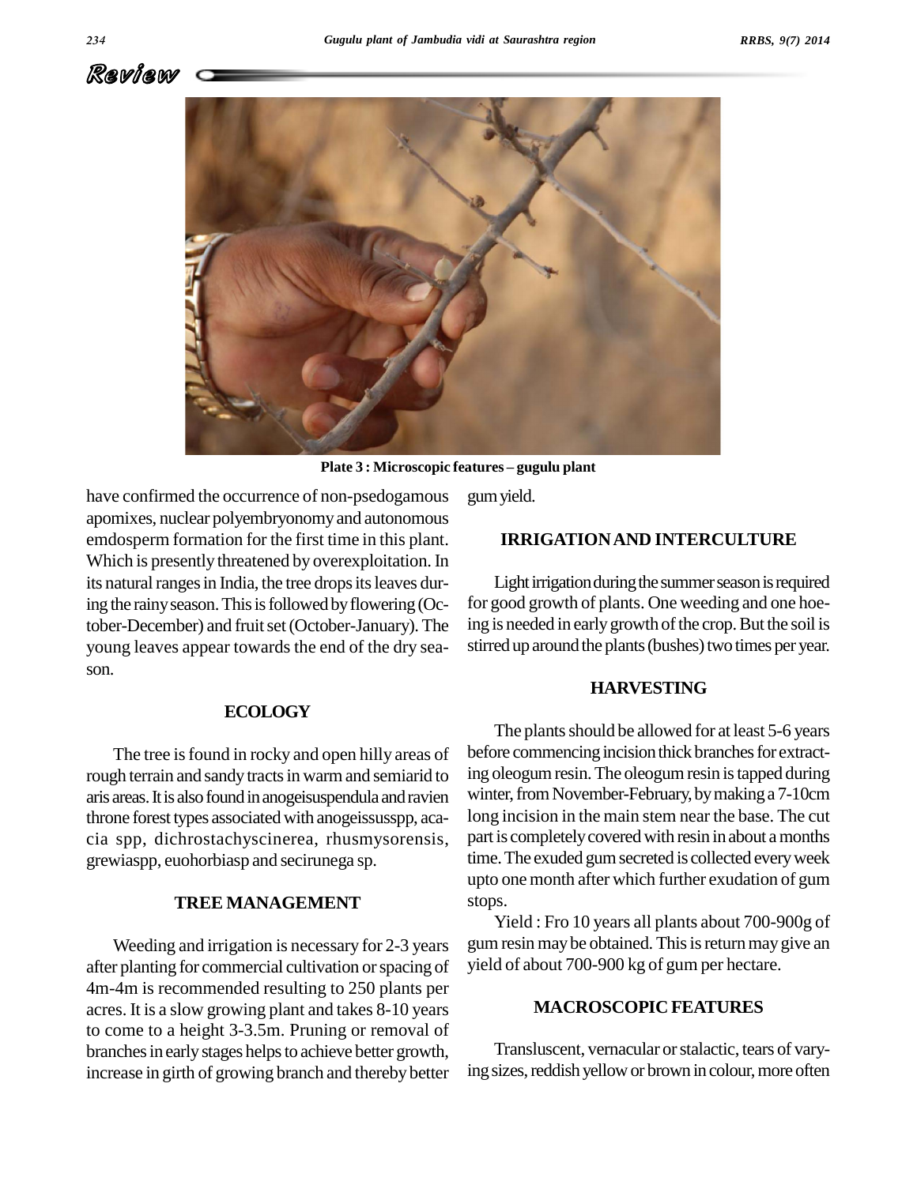Plate 3 : Microscopic features – gugulu plant

have confirmed the occurrence of non-psedogamous apomixes, nuclear polyembryonomy and autonomous emdosperm formation for the first time in this plant. Which is presently threatened by overexploitation. In its natural ranges in India, the tree drops its leaves during the rainy season. This is followed by flowering (October-December) and fruit set (October-January). The young leaves appear towards the end of the dry season.

## ECOLOGY

The tree is found in rocky and open hilly areas of rough terrain and sandy tracts in warm and semiarid to aris areas. It is also found in anogeisuspendula and ravien throne forest types associated with anogeissusspp, acacia spp, dichrostachyscinerea, rhusmysorensis, grewiaspp, euohorbiasp and secirunega sp.

## TREE MANAGEMENT

Weeding and irrigation is necessary for 2-3 years after planting for commercial cultivation or spacing of 4m-4m is recommended resulting to 250 plants per acres. It is a slow growing plant and takes 8-10 years to come to a height 3-3.5m. Pruning or removal of branches in early stages helps to achieve better growth, increase in girth of growing branch and thereby better gum yield.

## IRRIGATION AND INTERCULTURE

Light irrigation during the summer season is required for good growth of plants. One weeding and one hoeing is needed in early growth of the crop. But the soil is stirred up around the plants (bushes) two times per year.

## HARVESTING

The plants should be allowed for at least 5-6 years before commencing incision thick branches for extracting oleogum resin. The oleogum resin is tapped during winter, from November-February, by making a 7-10cm long incision in the main stem near the base. The cut part is completely covered with resin in about a months time. The exuded gum secreted is collected every week upto one month after which further exudation of gum stops.

Yield : Fro 10 years all plants about 700-900g of gum resin may be obtained. This is return may give an yield of about 700-900 kg of gum per hectare.

## MACROSCOPIC FEATURES

Transluscent, vernacular or stalactic, tears of varying sizes, reddish yellow or brown in colour, more often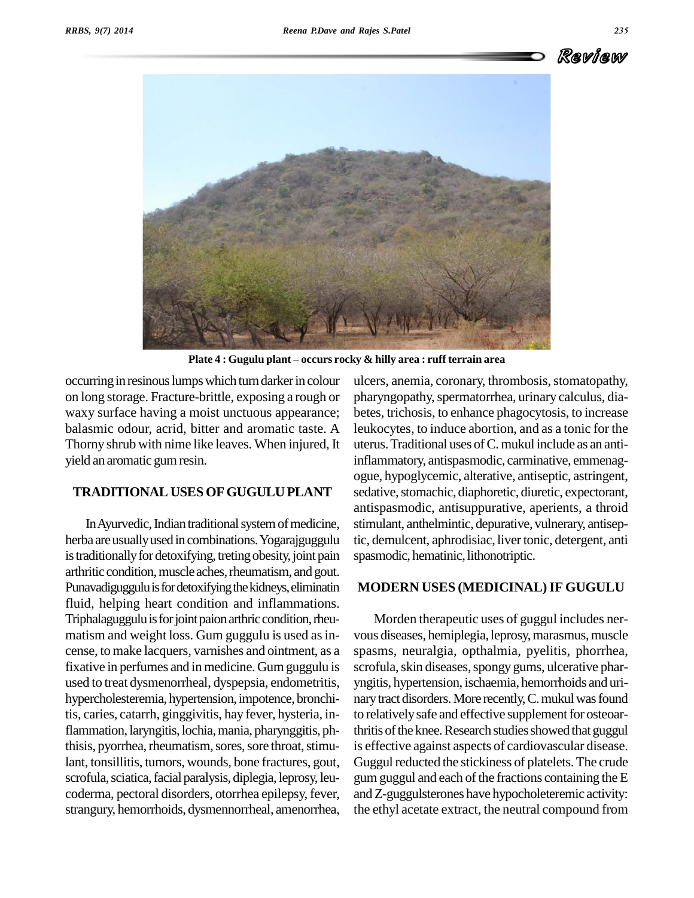Plate 4 : Gugulu plant – occurs rocky & hilly area : ruff terrain area

occurring in resinous lumps which turn darker in colour on long storage. Fracture-brittle, exposing a rough or waxy surface having a moist unctuous appearance; balasmic odour, acrid, bitter and aromatic taste. A Thorny shrub with nime like leaves. When injured, It yield an aromatic gum resin.

## TRADITIONAL USES OF GUGULU PLANT

In Ayurvedic, Indian traditional system of medicine, herba are usually used in combinations. Yogarajguggulu is traditionally for detoxifying, treting obesity, joint pain arthritic condition, muscle aches, rheumatism, and gout. Punavadiguggulu is for detoxifying the kidneys, eliminatin fluid, helping heart condition and inflammations. Triphalaguggulu is for joint paion arthric condition, rheumatism and weight loss. Gum guggulu is used as incense, to make lacquers, varnishes and ointment, as a fixative in perfumes and in medicine. Gum guggulu is used to treat dysmenorrheal, dyspepsia, endometritis, hypercholesteremia, hypertension, impotence, bronchitis, caries, catarrh, ginggivitis, hay fever, hysteria, inflammation, laryngitis, lochia, mania, pharynggitis, phthisis, pyorrhea, rheumatism, sores, sore throat, stimulant, tonsillitis, tumors, wounds, bone fractures, gout, scrofula, sciatica, facial paralysis, diplegia, leprosy, leucoderma, pectoral disorders, otorrhea epilepsy, fever, strangury, hemorrhoids, dysmennorrheal, amenorrhea, ulcers, anemia, coronary, thrombosis, stomatopathy, pharyngopathy, spermatorrhea, urinary calculus, diabetes, trichosis, to enhance phagocytosis, to increase leukocytes, to induce abortion, and as a tonic for the uterus. Traditional uses of C. mukul include as an anti-inflammatory, antispasmodic, carminative, emmenagogue, hypoglycemic, alterative, antiseptic, astringent, sedative, stomachic, diaphoretic, diuretic, expectorant, antispasmodic, antisuppurative, aperients, a throid stimulant, anthelmintic, depurative, vulnerary, antiseptic, demulcent, aphrodisiac, liver tonic, detergent, anti spasmodic, hematinic, lithonotriptic.

## MODERN USES (MEDICINAL) IF GUGULU

Morden therapeutic uses of guggul includes nervous diseases, hemiplegia, leprosy, marasmus, muscle spasms, neuralgia, opthalmia, pyelitis, phorrhea, scrofula, skin diseases, spongy gums, ulcerative pharyngitis, hypertension, ischaemia, hemorrhoids and urinary tract disorders. More recently, C. mukul was found to relatively safe and effective supplement for osteoarthritis of the knee. Research studies showed that guggul is effective against aspects of cardiovascular disease. Guggul reducted the stickiness of platelets. The crude gum guggul and each of the fractions containing the E and Z-guggulsterones have hypocholeteremic activity: the ethyl acetate extract, the neutral compound from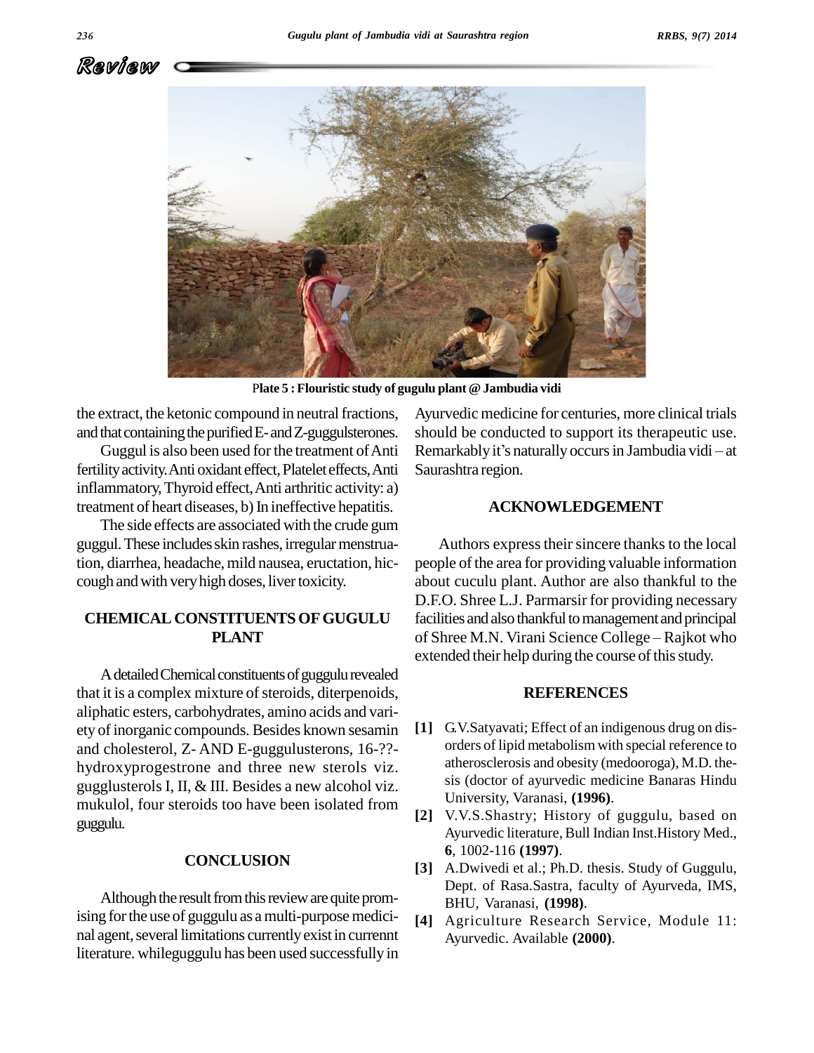Plate 5 : Flouristic study of gugulu plant @ Jambudia vidi

the extract, the ketonic compound in neutral fractions, and that containing the purified E- and Z-guggulsterones.

Guggul is also been used for the treatment of Anti fertility activity. Anti oxidant effect, Platelet effects, Anti inflammatory, Thyroid effect, Anti arthritic activity: a) treatment of heart diseases, b) In ineffective hepatitis.

The side effects are associated with the crude gum guggul. These includes skin rashes, irregular menstruation, diarrhea, headache, mild nausea, eructation, hiccough and with very high doses, liver toxicity.

## CHEMICAL CONSTITUENTS OF GUGULU PLANT

A detailed Chemical constituents of guggulu revealed that it is a complex mixture of steroids, diterpenoids, aliphatic esters, carbohydrates, amino acids and variety of inorganic compounds. Besides known sesamin and cholesterol, Z- AND E-guggulusterons, 16-??-hydroxyprogestrone and three new sterols viz. gugglusterols I, II, & III. Besides a new alcohol viz. mukulol, four steroids too have been isolated from guggulu.

## CONCLUSION

Although the result from this review are quite promising for the use of guggulu as a multi-purpose medicinal agent, several limitations currently exist in currennt literature. whileguggulu has been used successfully in Ayurvedic medicine for centuries, more clinical trials should be conducted to support its therapeutic use. Remarkably it's naturally occurs in Jambudia vidi – at Saurashtra region.

## ACKNOWLEDGEMENT

Authors express their sincere thanks to the local people of the area for providing valuable information about cuculu plant. Author are also thankful to the D.F.O. Shree L.J. Parmarsir for providing necessary facilities and also thankful to management and principal of Shree M.N. Virani Science College – Rajkot who extended their help during the course of this study.

## REFERENCES

**[1]** G.V.Satyavati; Effect of an indigenous drug on disorders of lipid metabolism with special reference to atherosclerosis and obesity (medooroga), M.D. thesis (doctor of ayurvedic medicine Banaras Hindu University, Varanasi, **(1996)**.

**[2]** V.V.S.Shastry; History of guggulu, based on Ayurvedic literature, Bull Indian Inst.History Med., **6**, 1002-116 **(1997)**.

**[3]** A.Dwivedi et al.; Ph.D. thesis. Study of Guggulu, Dept. of Rasa.Sastra, faculty of Ayurveda, IMS, BHU, Varanasi, **(1998)**.

**[4]** Agriculture Research Service, Module 11: Ayurvedic. Available **(2000)**.